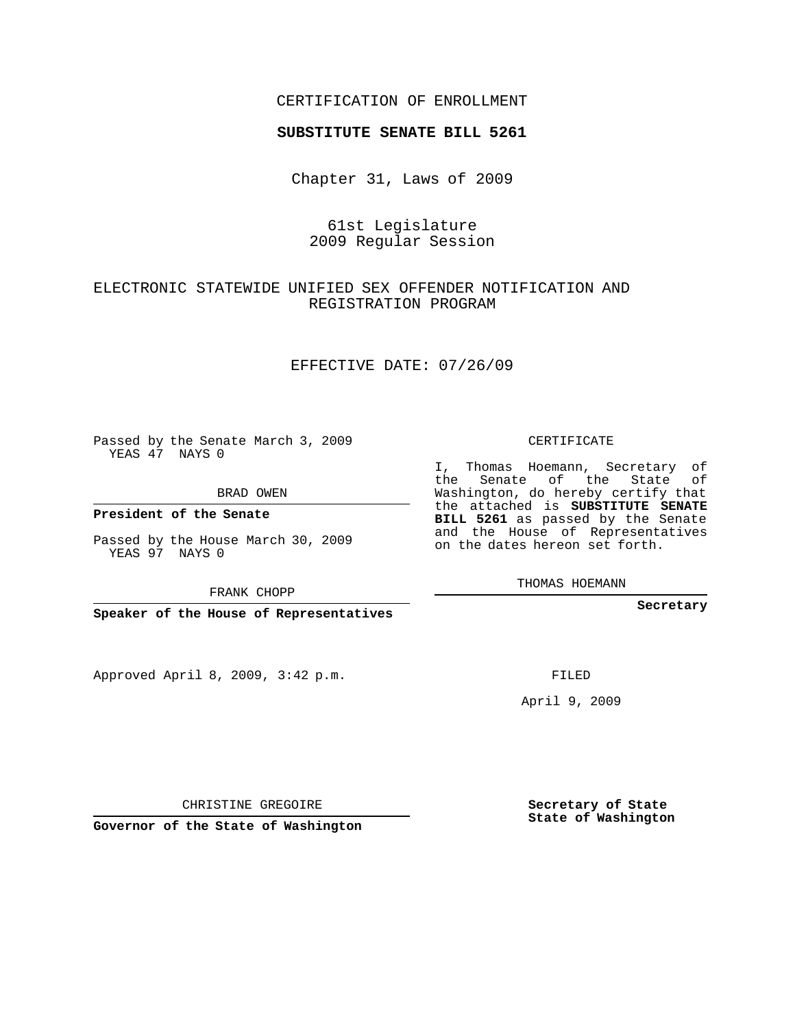CERTIFICATION OF ENROLLMENT

**SUBSTITUTE SENATE BILL 5261**

Chapter 31, Laws of 2009

61st Legislature
2009 Regular Session

ELECTRONIC STATEWIDE UNIFIED SEX OFFENDER NOTIFICATION AND REGISTRATION PROGRAM

EFFECTIVE DATE: 07/26/09

Passed by the Senate March 3, 2009
YEAS 47 NAYS 0

BRAD OWEN

**President of the Senate**

Passed by the House March 30, 2009
YEAS 97 NAYS 0

FRANK CHOPP

**Speaker of the House of Representatives**

Approved April 8, 2009, 3:42 p.m.

CHRISTINE GREGOIRE

**Governor of the State of Washington**

CERTIFICATE

I, Thomas Hoemann, Secretary of the Senate of the State of Washington, do hereby certify that the attached is **SUBSTITUTE SENATE BILL 5261** as passed by the Senate and the House of Representatives on the dates hereon set forth.

THOMAS HOEMANN

**Secretary**

FILED

April 9, 2009

**Secretary of State**
**State of Washington**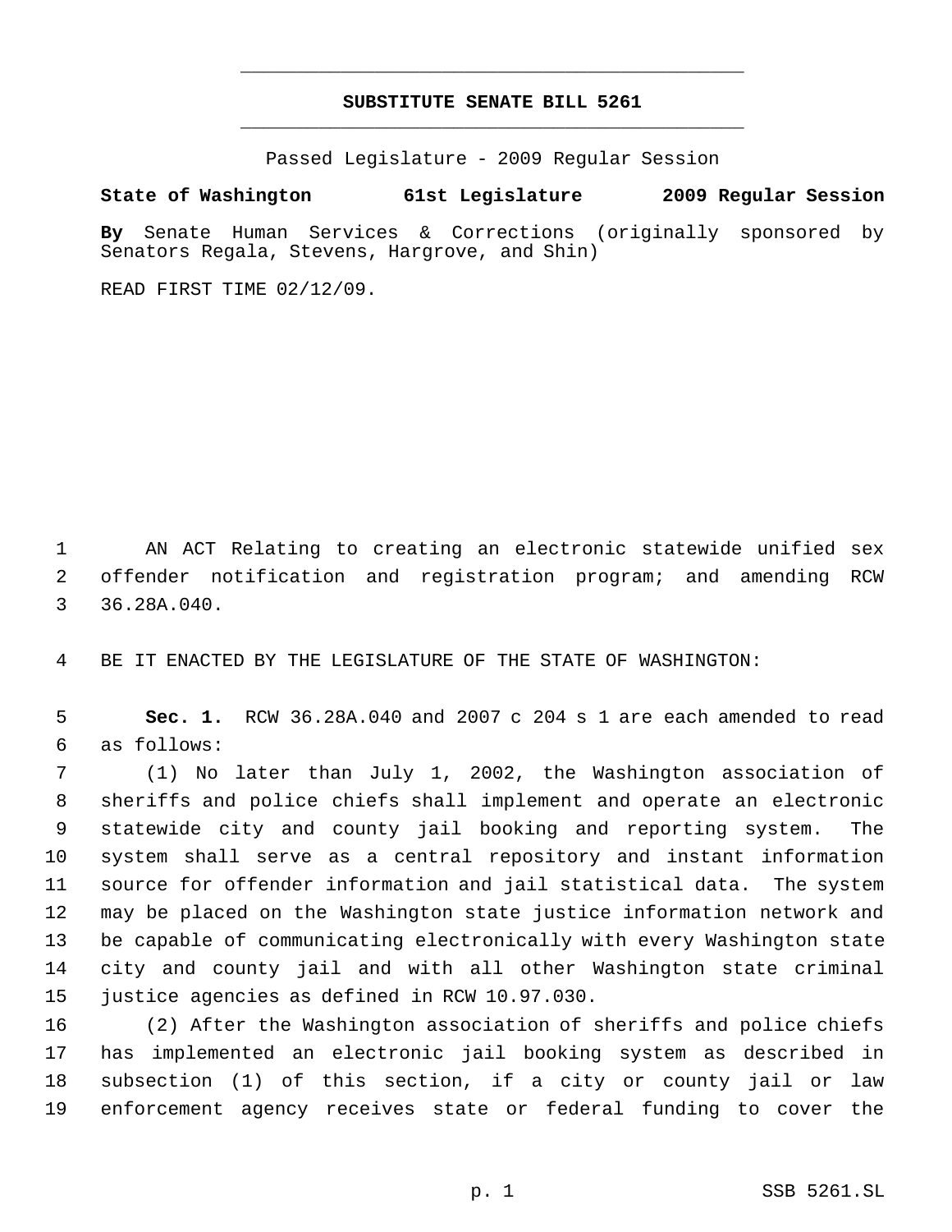# SUBSTITUTE SENATE BILL 5261

Passed Legislature - 2009 Regular Session

**State of Washington 61st Legislature 2009 Regular Session**

**By** Senate Human Services & Corrections (originally sponsored by Senators Regala, Stevens, Hargrove, and Shin)

READ FIRST TIME 02/12/09.

1 AN ACT Relating to creating an electronic statewide unified sex
2 offender notification and registration program; and amending RCW
3 36.28A.040.

4 BE IT ENACTED BY THE LEGISLATURE OF THE STATE OF WASHINGTON:

5 **Sec. 1.** RCW 36.28A.040 and 2007 c 204 s 1 are each amended to read
6 as follows:

7 (1) No later than July 1, 2002, the Washington association of
8 sheriffs and police chiefs shall implement and operate an electronic
9 statewide city and county jail booking and reporting system. The
10 system shall serve as a central repository and instant information
11 source for offender information and jail statistical data. The system
12 may be placed on the Washington state justice information network and
13 be capable of communicating electronically with every Washington state
14 city and county jail and with all other Washington state criminal
15 justice agencies as defined in RCW 10.97.030.

16 (2) After the Washington association of sheriffs and police chiefs
17 has implemented an electronic jail booking system as described in
18 subsection (1) of this section, if a city or county jail or law
19 enforcement agency receives state or federal funding to cover the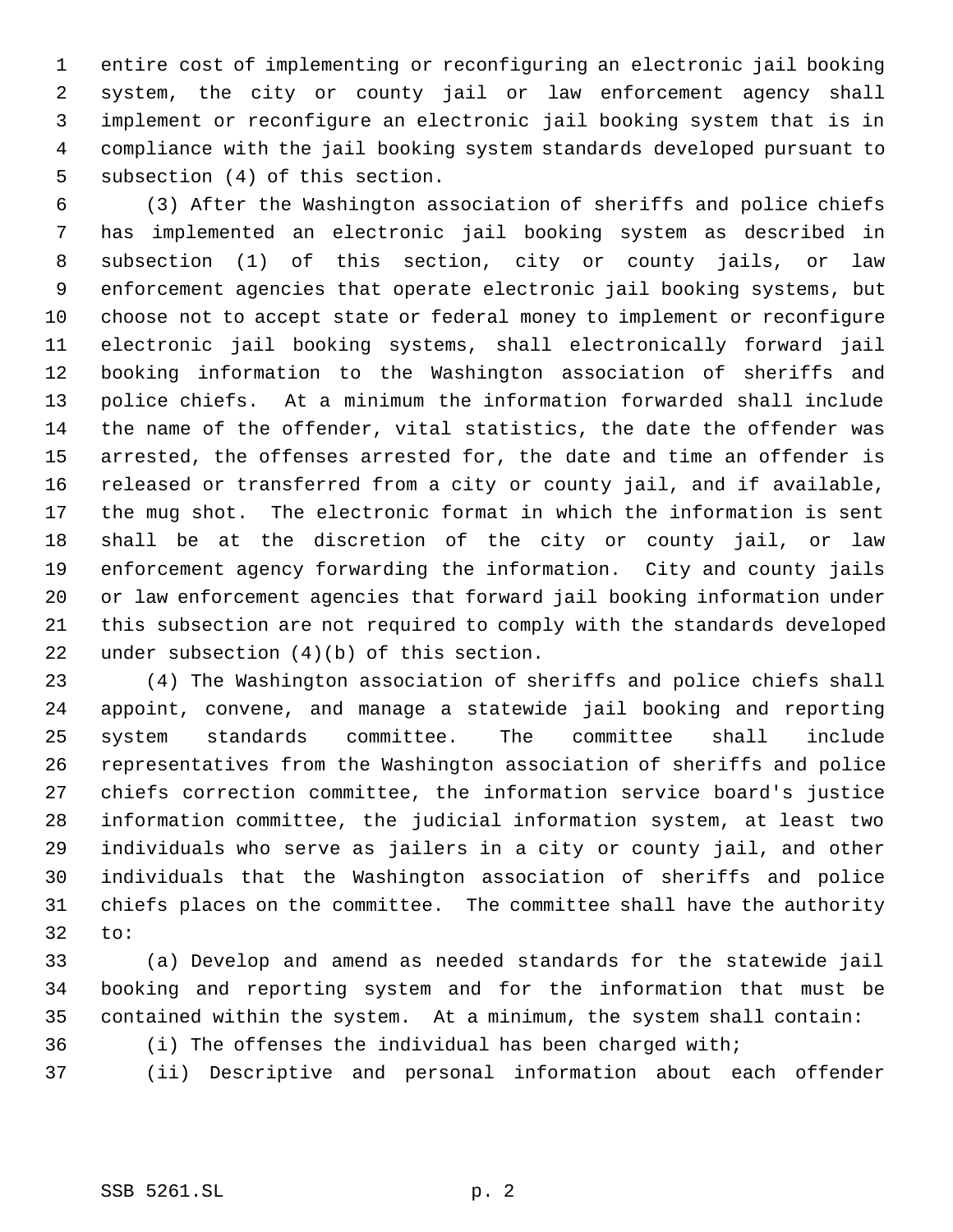entire cost of implementing or reconfiguring an electronic jail booking system, the city or county jail or law enforcement agency shall implement or reconfigure an electronic jail booking system that is in compliance with the jail booking system standards developed pursuant to subsection (4) of this section.

(3) After the Washington association of sheriffs and police chiefs has implemented an electronic jail booking system as described in subsection (1) of this section, city or county jails, or law enforcement agencies that operate electronic jail booking systems, but choose not to accept state or federal money to implement or reconfigure electronic jail booking systems, shall electronically forward jail booking information to the Washington association of sheriffs and police chiefs. At a minimum the information forwarded shall include the name of the offender, vital statistics, the date the offender was arrested, the offenses arrested for, the date and time an offender is released or transferred from a city or county jail, and if available, the mug shot. The electronic format in which the information is sent shall be at the discretion of the city or county jail, or law enforcement agency forwarding the information. City and county jails or law enforcement agencies that forward jail booking information under this subsection are not required to comply with the standards developed under subsection (4)(b) of this section.

(4) The Washington association of sheriffs and police chiefs shall appoint, convene, and manage a statewide jail booking and reporting system standards committee. The committee shall include representatives from the Washington association of sheriffs and police chiefs correction committee, the information service board's justice information committee, the judicial information system, at least two individuals who serve as jailers in a city or county jail, and other individuals that the Washington association of sheriffs and police chiefs places on the committee. The committee shall have the authority to:

(a) Develop and amend as needed standards for the statewide jail booking and reporting system and for the information that must be contained within the system. At a minimum, the system shall contain:

(i) The offenses the individual has been charged with;

(ii) Descriptive and personal information about each offender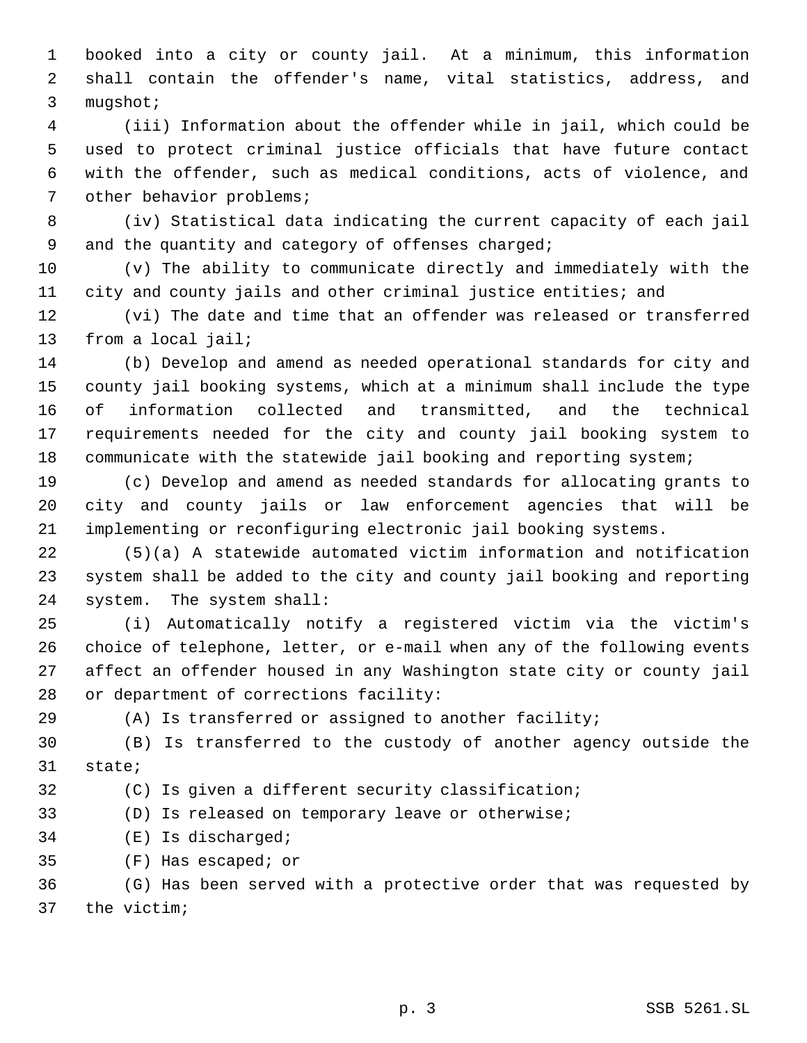booked into a city or county jail. At a minimum, this information shall contain the offender's name, vital statistics, address, and mugshot;

(iii) Information about the offender while in jail, which could be used to protect criminal justice officials that have future contact with the offender, such as medical conditions, acts of violence, and other behavior problems;

(iv) Statistical data indicating the current capacity of each jail and the quantity and category of offenses charged;

(v) The ability to communicate directly and immediately with the city and county jails and other criminal justice entities; and

(vi) The date and time that an offender was released or transferred from a local jail;

(b) Develop and amend as needed operational standards for city and county jail booking systems, which at a minimum shall include the type of information collected and transmitted, and the technical requirements needed for the city and county jail booking system to communicate with the statewide jail booking and reporting system;

(c) Develop and amend as needed standards for allocating grants to city and county jails or law enforcement agencies that will be implementing or reconfiguring electronic jail booking systems.

(5)(a) A statewide automated victim information and notification system shall be added to the city and county jail booking and reporting system. The system shall:

(i) Automatically notify a registered victim via the victim's choice of telephone, letter, or e-mail when any of the following events affect an offender housed in any Washington state city or county jail or department of corrections facility:

(A) Is transferred or assigned to another facility;

(B) Is transferred to the custody of another agency outside the state;

(C) Is given a different security classification;

(D) Is released on temporary leave or otherwise;

(E) Is discharged;

(F) Has escaped; or

(G) Has been served with a protective order that was requested by the victim;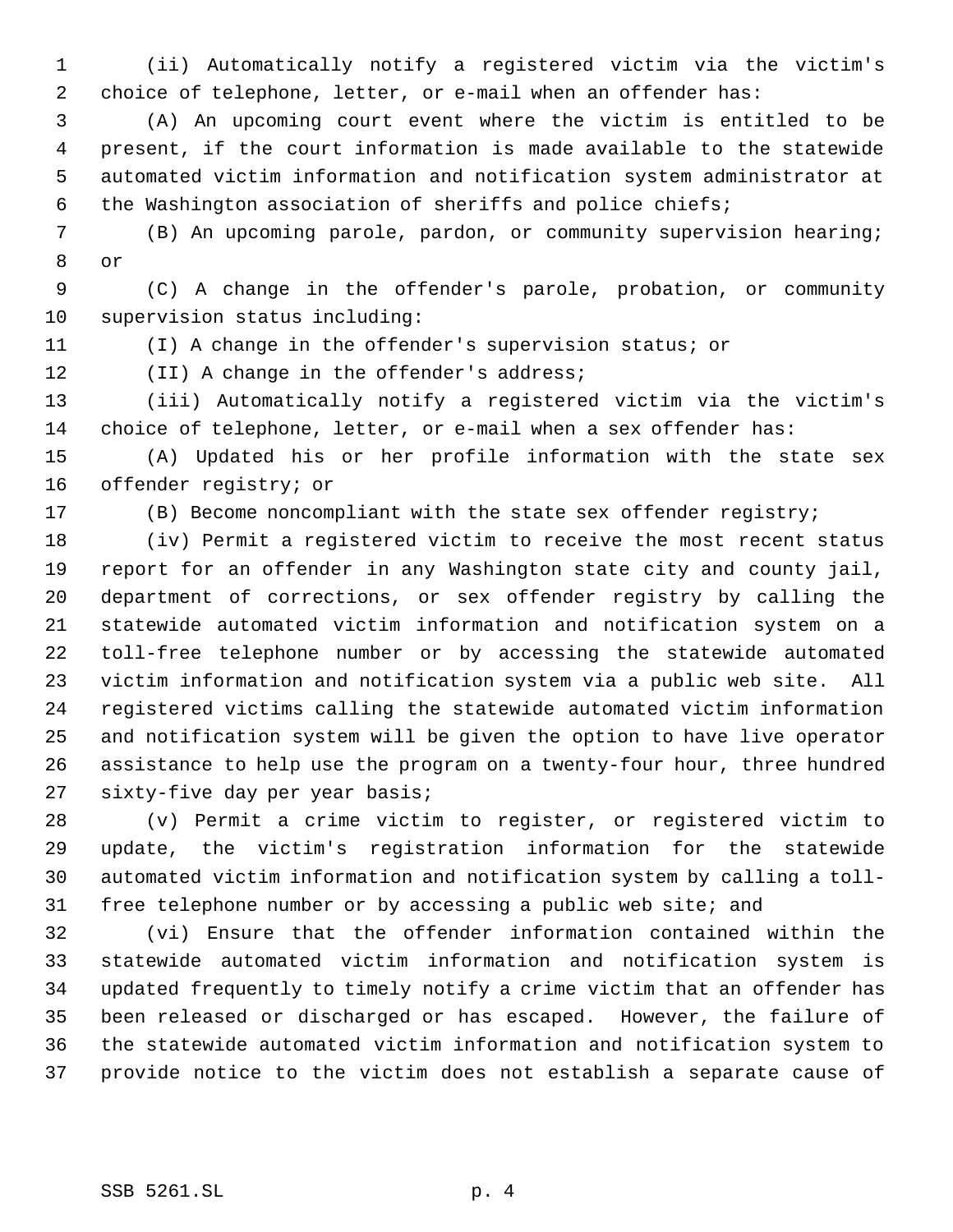(ii) Automatically notify a registered victim via the victim's choice of telephone, letter, or e-mail when an offender has:

(A) An upcoming court event where the victim is entitled to be present, if the court information is made available to the statewide automated victim information and notification system administrator at the Washington association of sheriffs and police chiefs;

(B) An upcoming parole, pardon, or community supervision hearing; or

(C) A change in the offender's parole, probation, or community supervision status including:

(I) A change in the offender's supervision status; or

(II) A change in the offender's address;

(iii) Automatically notify a registered victim via the victim's choice of telephone, letter, or e-mail when a sex offender has:

(A) Updated his or her profile information with the state sex offender registry; or

(B) Become noncompliant with the state sex offender registry;

(iv) Permit a registered victim to receive the most recent status report for an offender in any Washington state city and county jail, department of corrections, or sex offender registry by calling the statewide automated victim information and notification system on a toll-free telephone number or by accessing the statewide automated victim information and notification system via a public web site. All registered victims calling the statewide automated victim information and notification system will be given the option to have live operator assistance to help use the program on a twenty-four hour, three hundred sixty-five day per year basis;

(v) Permit a crime victim to register, or registered victim to update, the victim's registration information for the statewide automated victim information and notification system by calling a toll-free telephone number or by accessing a public web site; and

(vi) Ensure that the offender information contained within the statewide automated victim information and notification system is updated frequently to timely notify a crime victim that an offender has been released or discharged or has escaped. However, the failure of the statewide automated victim information and notification system to provide notice to the victim does not establish a separate cause of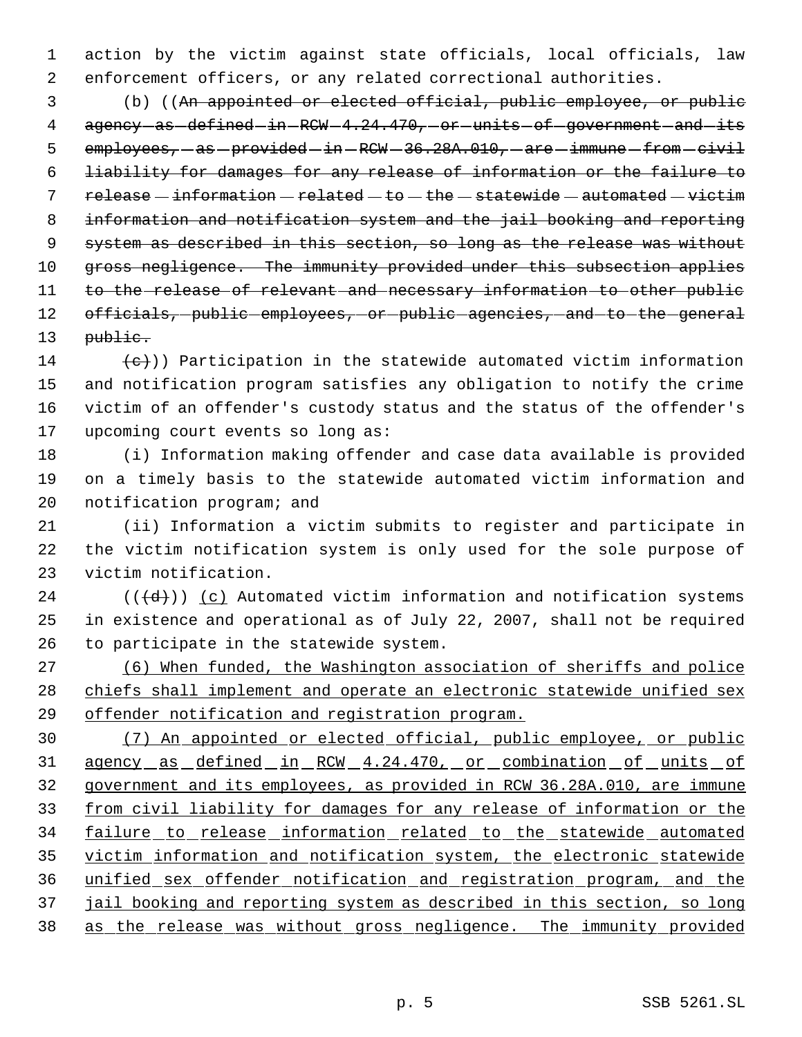action by the victim against state officials, local officials, law enforcement officers, or any related correctional authorities.

(b) ((~~An appointed or elected official, public employee, or public agency as defined in RCW 4.24.470, or units of government and its employees, as provided in RCW 36.28A.010, are immune from civil liability for damages for any release of information or the failure to release information related to the statewide automated victim information and notification system and the jail booking and reporting system as described in this section, so long as the release was without gross negligence. The immunity provided under this subsection applies to the release of relevant and necessary information to other public officials, public employees, or public agencies, and to the general public.~~

~~(c)~~)) Participation in the statewide automated victim information and notification program satisfies any obligation to notify the crime victim of an offender's custody status and the status of the offender's upcoming court events so long as:

(i) Information making offender and case data available is provided on a timely basis to the statewide automated victim information and notification program; and

(ii) Information a victim submits to register and participate in the victim notification system is only used for the sole purpose of victim notification.

((~~(d)~~)) <u>(c)</u> Automated victim information and notification systems in existence and operational as of July 22, 2007, shall not be required to participate in the statewide system.

<u>(6) When funded, the Washington association of sheriffs and police chiefs shall implement and operate an electronic statewide unified sex offender notification and registration program.</u>

<u>(7) An appointed or elected official, public employee, or public agency as defined in RCW 4.24.470, or combination of units of government and its employees, as provided in RCW 36.28A.010, are immune from civil liability for damages for any release of information or the failure to release information related to the statewide automated victim information and notification system, the electronic statewide unified sex offender notification and registration program, and the jail booking and reporting system as described in this section, so long as the release was without gross negligence. The immunity provided</u>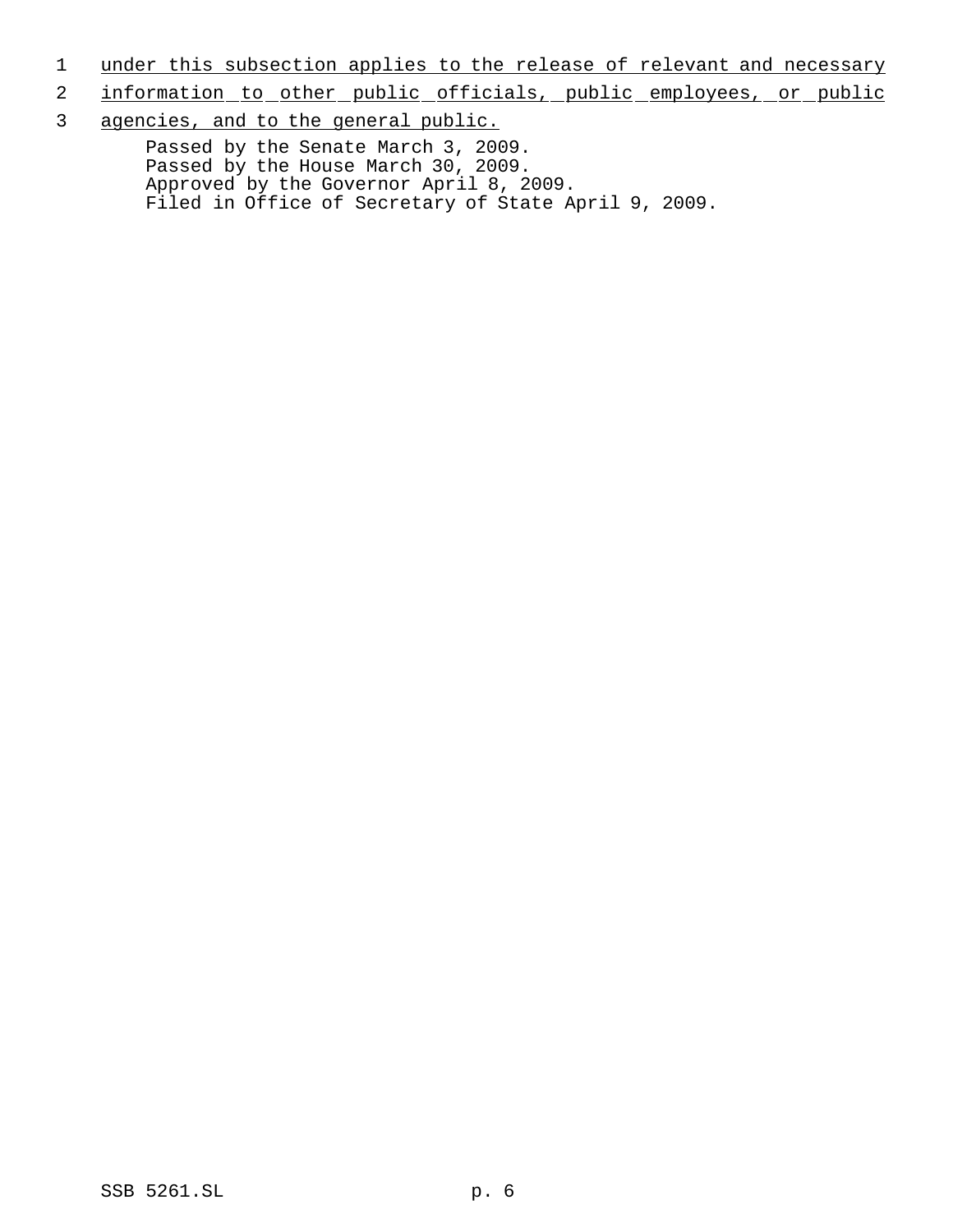under this subsection applies to the release of relevant and necessary information to other public officials, public employees, or public agencies, and to the general public.

Passed by the Senate March 3, 2009.
Passed by the House March 30, 2009.
Approved by the Governor April 8, 2009.
Filed in Office of Secretary of State April 9, 2009.